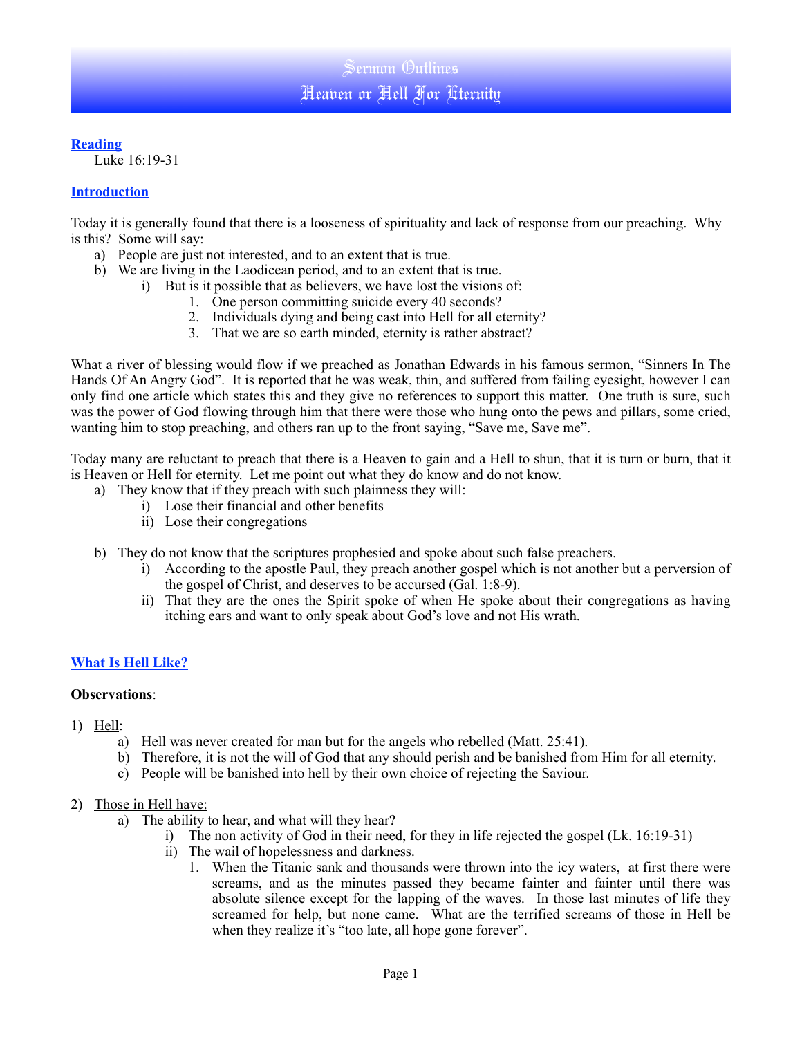# Sermon Outlines
# Heaven or Hell For Eternity

## Reading

Luke 16:19-31

## Introduction

Today it is generally found that there is a looseness of spirituality and lack of response from our preaching. Why is this? Some will say:

a) People are just not interested, and to an extent that is true.
b) We are living in the Laodicean period, and to an extent that is true.
   i) But is it possible that as believers, we have lost the visions of:
      1. One person committing suicide every 40 seconds?
      2. Individuals dying and being cast into Hell for all eternity?
      3. That we are so earth minded, eternity is rather abstract?

What a river of blessing would flow if we preached as Jonathan Edwards in his famous sermon, "Sinners In The Hands Of An Angry God". It is reported that he was weak, thin, and suffered from failing eyesight, however I can only find one article which states this and they give no references to support this matter. One truth is sure, such was the power of God flowing through him that there were those who hung onto the pews and pillars, some cried, wanting him to stop preaching, and others ran up to the front saying, "Save me, Save me".

Today many are reluctant to preach that there is a Heaven to gain and a Hell to shun, that it is turn or burn, that it is Heaven or Hell for eternity. Let me point out what they do know and do not know.

a) They know that if they preach with such plainness they will:
   i) Lose their financial and other benefits
   ii) Lose their congregations

b) They do not know that the scriptures prophesied and spoke about such false preachers.
   i) According to the apostle Paul, they preach another gospel which is not another but a perversion of the gospel of Christ, and deserves to be accursed (Gal. 1:8-9).
   ii) That they are the ones the Spirit spoke of when He spoke about their congregations as having itching ears and want to only speak about God's love and not His wrath.

## What Is Hell Like?

**Observations**:

1) Hell:
   a) Hell was never created for man but for the angels who rebelled (Matt. 25:41).
   b) Therefore, it is not the will of God that any should perish and be banished from Him for all eternity.
   c) People will be banished into hell by their own choice of rejecting the Saviour.

2) Those in Hell have:
   a) The ability to hear, and what will they hear?
      i) The non activity of God in their need, for they in life rejected the gospel (Lk. 16:19-31)
      ii) The wail of hopelessness and darkness.
         1. When the Titanic sank and thousands were thrown into the icy waters, at first there were screams, and as the minutes passed they became fainter and fainter until there was absolute silence except for the lapping of the waves. In those last minutes of life they screamed for help, but none came. What are the terrified screams of those in Hell be when they realize it's "too late, all hope gone forever".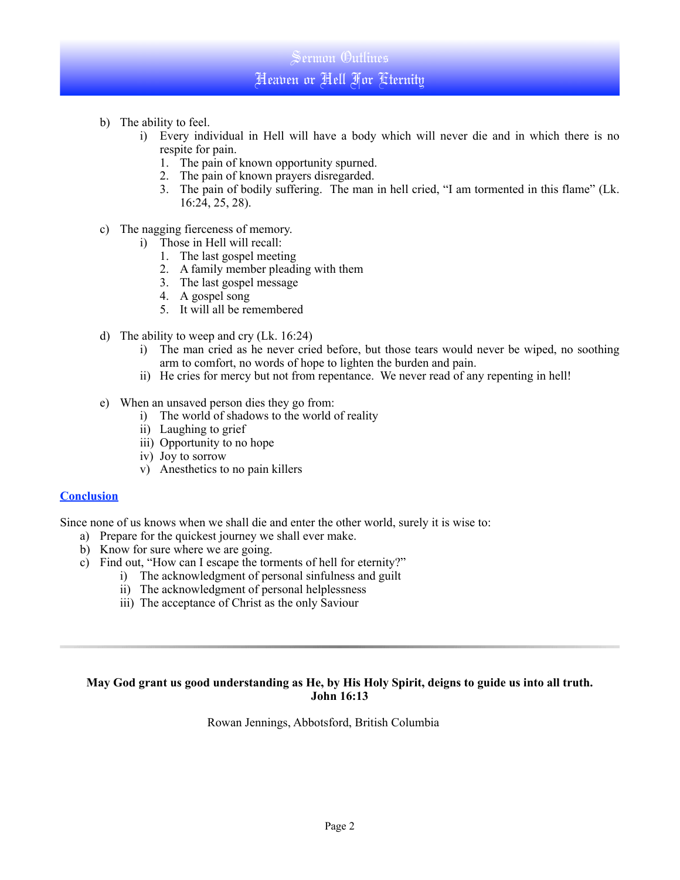b) The ability to feel.
   i) Every individual in Hell will have a body which will never die and in which there is no respite for pain.
      1. The pain of known opportunity spurned.
      2. The pain of known prayers disregarded.
      3. The pain of bodily suffering. The man in hell cried, "I am tormented in this flame" (Lk. 16:24, 25, 28).

c) The nagging fierceness of memory.
   i) Those in Hell will recall:
      1. The last gospel meeting
      2. A family member pleading with them
      3. The last gospel message
      4. A gospel song
      5. It will all be remembered

d) The ability to weep and cry (Lk. 16:24)
   i) The man cried as he never cried before, but those tears would never be wiped, no soothing arm to comfort, no words of hope to lighten the burden and pain.
   ii) He cries for mercy but not from repentance. We never read of any repenting in hell!

e) When an unsaved person dies they go from:
   i) The world of shadows to the world of reality
   ii) Laughing to grief
   iii) Opportunity to no hope
   iv) Joy to sorrow
   v) Anesthetics to no pain killers

## Conclusion

Since none of us knows when we shall die and enter the other world, surely it is wise to:

a) Prepare for the quickest journey we shall ever make.
b) Know for sure where we are going.
c) Find out, "How can I escape the torments of hell for eternity?"
   i) The acknowledgment of personal sinfulness and guilt
   ii) The acknowledgment of personal helplessness
   iii) The acceptance of Christ as the only Saviour

---

**May God grant us good understanding as He, by His Holy Spirit, deigns to guide us into all truth. John 16:13**

Rowan Jennings, Abbotsford, British Columbia